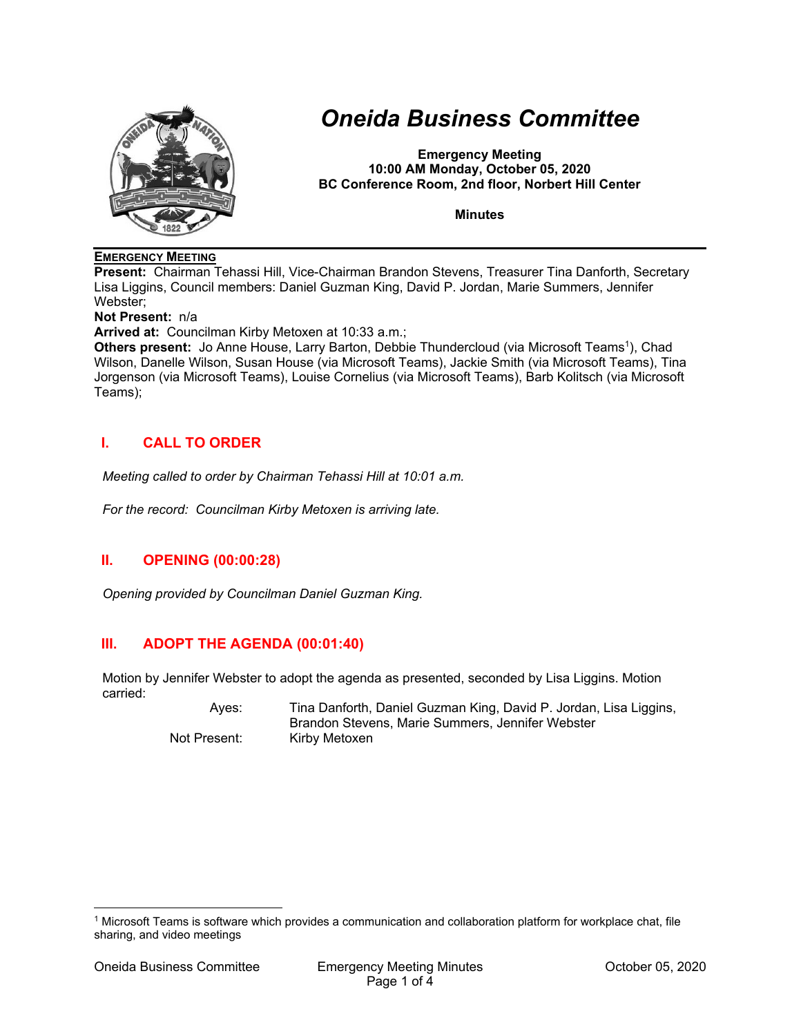# Oneida Business Committee

**Emergency Meeting**
**10:00 AM Monday, October 05, 2020**
**BC Conference Room, 2nd floor, Norbert Hill Center**

**Minutes**

**EMERGENCY MEETING**

**Present:** Chairman Tehassi Hill, Vice-Chairman Brandon Stevens, Treasurer Tina Danforth, Secretary Lisa Liggins, Council members: Daniel Guzman King, David P. Jordan, Marie Summers, Jennifer Webster;

**Not Present:** n/a

**Arrived at:** Councilman Kirby Metoxen at 10:33 a.m.;

**Others present:** Jo Anne House, Larry Barton, Debbie Thundercloud (via Microsoft Teams[1]), Chad Wilson, Danelle Wilson, Susan House (via Microsoft Teams), Jackie Smith (via Microsoft Teams), Tina Jorgenson (via Microsoft Teams), Louise Cornelius (via Microsoft Teams), Barb Kolitsch (via Microsoft Teams);

## I. CALL TO ORDER

*Meeting called to order by Chairman Tehassi Hill at 10:01 a.m.*

*For the record: Councilman Kirby Metoxen is arriving late.*

## II. OPENING (00:00:28)

*Opening provided by Councilman Daniel Guzman King.*

## III. ADOPT THE AGENDA (00:01:40)

Motion by Jennifer Webster to adopt the agenda as presented, seconded by Lisa Liggins. Motion carried:

| | |
|---|---|
| Ayes: | Tina Danforth, Daniel Guzman King, David P. Jordan, Lisa Liggins, Brandon Stevens, Marie Summers, Jennifer Webster |
| Not Present: | Kirby Metoxen |

[1] Microsoft Teams is software which provides a communication and collaboration platform for workplace chat, file sharing, and video meetings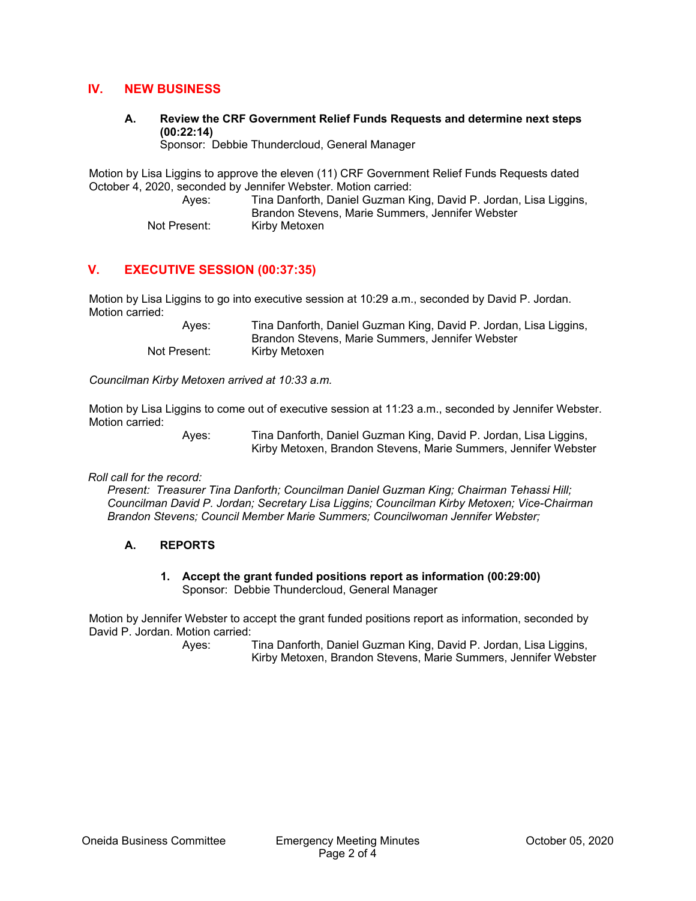## IV. NEW BUSINESS

### A. Review the CRF Government Relief Funds Requests and determine next steps (00:22:14)

Sponsor: Debbie Thundercloud, General Manager

Motion by Lisa Liggins to approve the eleven (11) CRF Government Relief Funds Requests dated October 4, 2020, seconded by Jennifer Webster. Motion carried:

Ayes: Tina Danforth, Daniel Guzman King, David P. Jordan, Lisa Liggins, Brandon Stevens, Marie Summers, Jennifer Webster

Not Present: Kirby Metoxen

## V. EXECUTIVE SESSION (00:37:35)

Motion by Lisa Liggins to go into executive session at 10:29 a.m., seconded by David P. Jordan. Motion carried:

Ayes: Tina Danforth, Daniel Guzman King, David P. Jordan, Lisa Liggins, Brandon Stevens, Marie Summers, Jennifer Webster

Not Present: Kirby Metoxen

*Councilman Kirby Metoxen arrived at 10:33 a.m.*

Motion by Lisa Liggins to come out of executive session at 11:23 a.m., seconded by Jennifer Webster. Motion carried:

Ayes: Tina Danforth, Daniel Guzman King, David P. Jordan, Lisa Liggins, Kirby Metoxen, Brandon Stevens, Marie Summers, Jennifer Webster

*Roll call for the record:*

*Present: Treasurer Tina Danforth; Councilman Daniel Guzman King; Chairman Tehassi Hill; Councilman David P. Jordan; Secretary Lisa Liggins; Councilman Kirby Metoxen; Vice-Chairman Brandon Stevens; Council Member Marie Summers; Councilwoman Jennifer Webster;*

### A. REPORTS

**1. Accept the grant funded positions report as information (00:29:00)**

Sponsor: Debbie Thundercloud, General Manager

Motion by Jennifer Webster to accept the grant funded positions report as information, seconded by David P. Jordan. Motion carried:

Ayes: Tina Danforth, Daniel Guzman King, David P. Jordan, Lisa Liggins, Kirby Metoxen, Brandon Stevens, Marie Summers, Jennifer Webster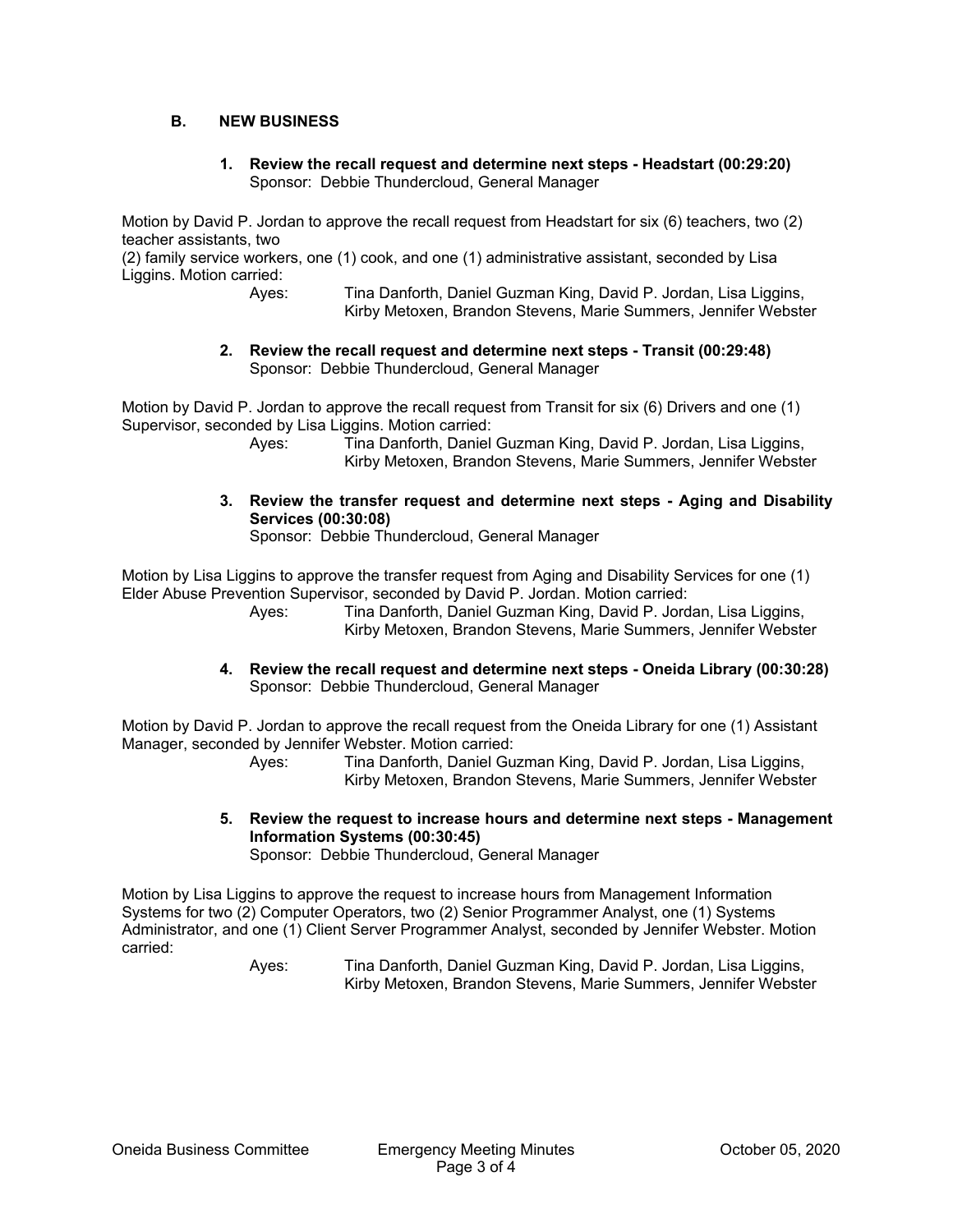## B. NEW BUSINESS

**1. Review the recall request and determine next steps - Headstart (00:29:20)**
Sponsor: Debbie Thundercloud, General Manager

Motion by David P. Jordan to approve the recall request from Headstart for six (6) teachers, two (2) teacher assistants, two (2) family service workers, one (1) cook, and one (1) administrative assistant, seconded by Lisa Liggins. Motion carried:

Ayes: Tina Danforth, Daniel Guzman King, David P. Jordan, Lisa Liggins, Kirby Metoxen, Brandon Stevens, Marie Summers, Jennifer Webster

**2. Review the recall request and determine next steps - Transit (00:29:48)**
Sponsor: Debbie Thundercloud, General Manager

Motion by David P. Jordan to approve the recall request from Transit for six (6) Drivers and one (1) Supervisor, seconded by Lisa Liggins. Motion carried:

Ayes: Tina Danforth, Daniel Guzman King, David P. Jordan, Lisa Liggins, Kirby Metoxen, Brandon Stevens, Marie Summers, Jennifer Webster

**3. Review the transfer request and determine next steps - Aging and Disability Services (00:30:08)**
Sponsor: Debbie Thundercloud, General Manager

Motion by Lisa Liggins to approve the transfer request from Aging and Disability Services for one (1) Elder Abuse Prevention Supervisor, seconded by David P. Jordan. Motion carried:

Ayes: Tina Danforth, Daniel Guzman King, David P. Jordan, Lisa Liggins, Kirby Metoxen, Brandon Stevens, Marie Summers, Jennifer Webster

**4. Review the recall request and determine next steps - Oneida Library (00:30:28)**
Sponsor: Debbie Thundercloud, General Manager

Motion by David P. Jordan to approve the recall request from the Oneida Library for one (1) Assistant Manager, seconded by Jennifer Webster. Motion carried:

Ayes: Tina Danforth, Daniel Guzman King, David P. Jordan, Lisa Liggins, Kirby Metoxen, Brandon Stevens, Marie Summers, Jennifer Webster

**5. Review the request to increase hours and determine next steps - Management Information Systems (00:30:45)**
Sponsor: Debbie Thundercloud, General Manager

Motion by Lisa Liggins to approve the request to increase hours from Management Information Systems for two (2) Computer Operators, two (2) Senior Programmer Analyst, one (1) Systems Administrator, and one (1) Client Server Programmer Analyst, seconded by Jennifer Webster. Motion carried:

Ayes: Tina Danforth, Daniel Guzman King, David P. Jordan, Lisa Liggins, Kirby Metoxen, Brandon Stevens, Marie Summers, Jennifer Webster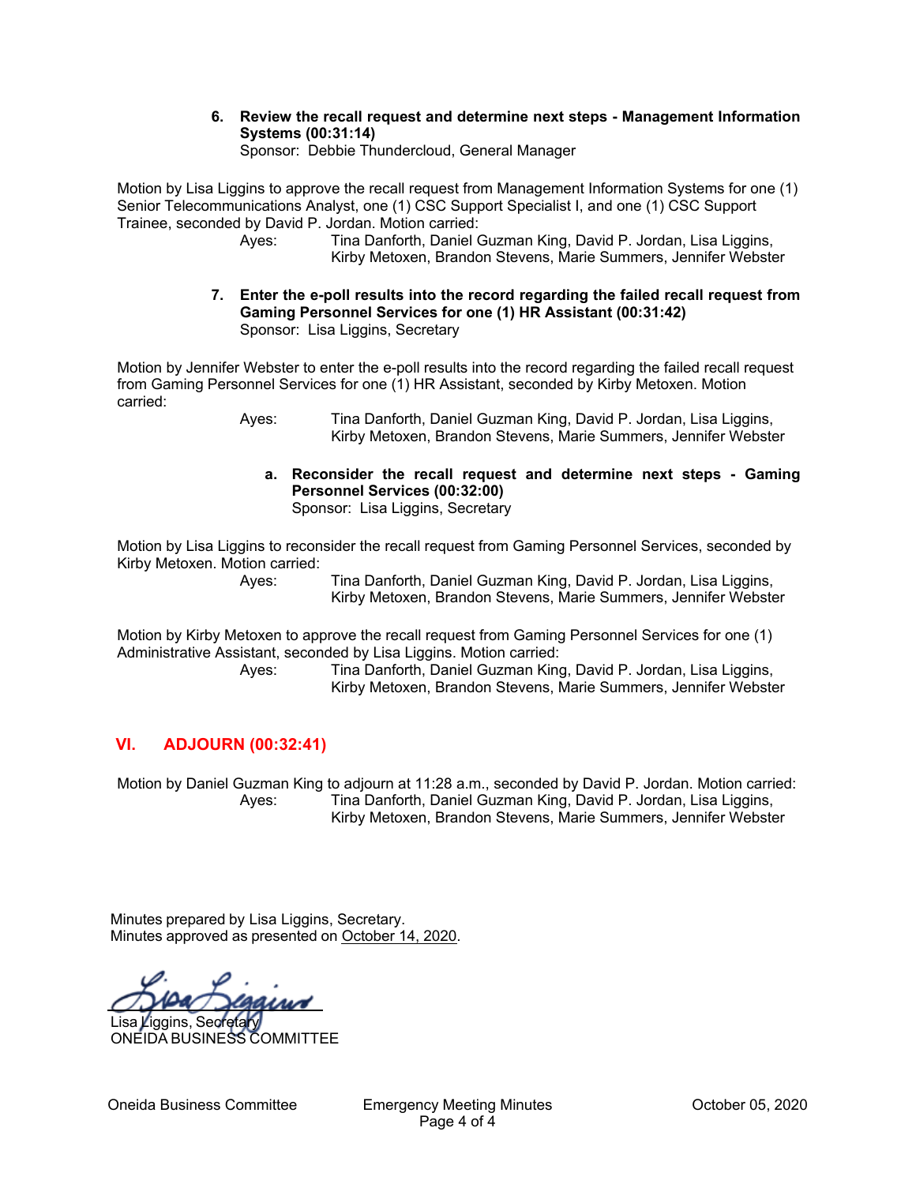6. **Review the recall request and determine next steps - Management Information Systems (00:31:14)**
   Sponsor: Debbie Thundercloud, General Manager

Motion by Lisa Liggins to approve the recall request from Management Information Systems for one (1) Senior Telecommunications Analyst, one (1) CSC Support Specialist I, and one (1) CSC Support Trainee, seconded by David P. Jordan. Motion carried:

Ayes: Tina Danforth, Daniel Guzman King, David P. Jordan, Lisa Liggins, Kirby Metoxen, Brandon Stevens, Marie Summers, Jennifer Webster

7. **Enter the e-poll results into the record regarding the failed recall request from Gaming Personnel Services for one (1) HR Assistant (00:31:42)**
   Sponsor: Lisa Liggins, Secretary

Motion by Jennifer Webster to enter the e-poll results into the record regarding the failed recall request from Gaming Personnel Services for one (1) HR Assistant, seconded by Kirby Metoxen. Motion carried:

Ayes: Tina Danforth, Daniel Guzman King, David P. Jordan, Lisa Liggins, Kirby Metoxen, Brandon Stevens, Marie Summers, Jennifer Webster

   a. **Reconsider the recall request and determine next steps - Gaming Personnel Services (00:32:00)**
      Sponsor: Lisa Liggins, Secretary

Motion by Lisa Liggins to reconsider the recall request from Gaming Personnel Services, seconded by Kirby Metoxen. Motion carried:

Ayes: Tina Danforth, Daniel Guzman King, David P. Jordan, Lisa Liggins, Kirby Metoxen, Brandon Stevens, Marie Summers, Jennifer Webster

Motion by Kirby Metoxen to approve the recall request from Gaming Personnel Services for one (1) Administrative Assistant, seconded by Lisa Liggins. Motion carried:

Ayes: Tina Danforth, Daniel Guzman King, David P. Jordan, Lisa Liggins, Kirby Metoxen, Brandon Stevens, Marie Summers, Jennifer Webster

## VI. ADJOURN (00:32:41)

Motion by Daniel Guzman King to adjourn at 11:28 a.m., seconded by David P. Jordan. Motion carried:

Ayes: Tina Danforth, Daniel Guzman King, David P. Jordan, Lisa Liggins, Kirby Metoxen, Brandon Stevens, Marie Summers, Jennifer Webster

Minutes prepared by Lisa Liggins, Secretary.
Minutes approved as presented on October 14, 2020.

Lisa Liggins, Secretary
ONEIDA BUSINESS COMMITTEE